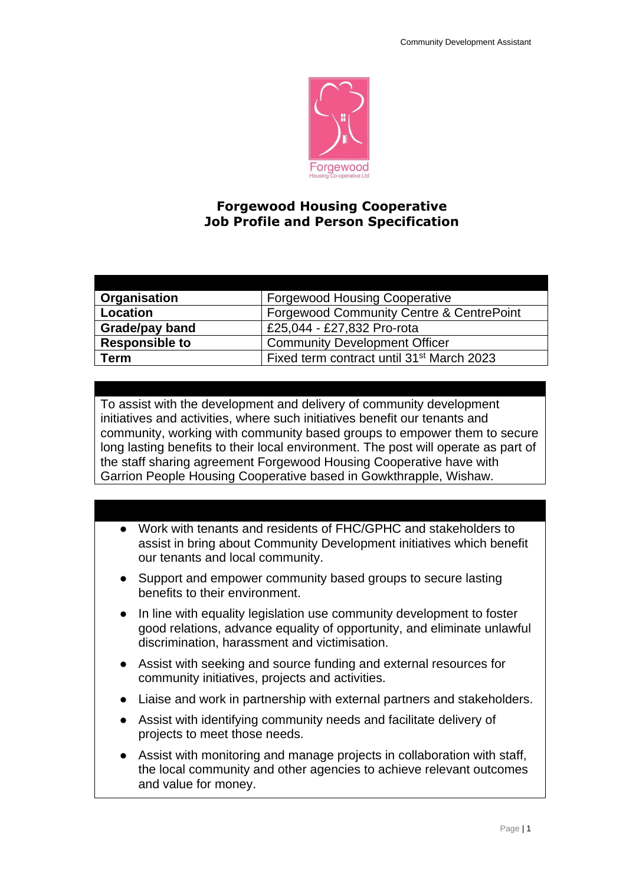# Forgewood Housing Cooperative
# Job Profile and Person Specification

| | |
|---|---|
| **Organisation** | Forgewood Housing Cooperative |
| **Location** | Forgewood Community Centre & CentrePoint |
| **Grade/pay band** | £25,044 - £27,832 Pro-rota |
| **Responsible to** | Community Development Officer |
| **Term** | Fixed term contract until 31st March 2023 |

To assist with the development and delivery of community development initiatives and activities, where such initiatives benefit our tenants and community, working with community based groups to empower them to secure long lasting benefits to their local environment. The post will operate as part of the staff sharing agreement Forgewood Housing Cooperative have with Garrion People Housing Cooperative based in Gowkthrapple, Wishaw.

- Work with tenants and residents of FHC/GPHC and stakeholders to assist in bring about Community Development initiatives which benefit our tenants and local community.
- Support and empower community based groups to secure lasting benefits to their environment.
- In line with equality legislation use community development to foster good relations, advance equality of opportunity, and eliminate unlawful discrimination, harassment and victimisation.
- Assist with seeking and source funding and external resources for community initiatives, projects and activities.
- Liaise and work in partnership with external partners and stakeholders.
- Assist with identifying community needs and facilitate delivery of projects to meet those needs.
- Assist with monitoring and manage projects in collaboration with staff, the local community and other agencies to achieve relevant outcomes and value for money.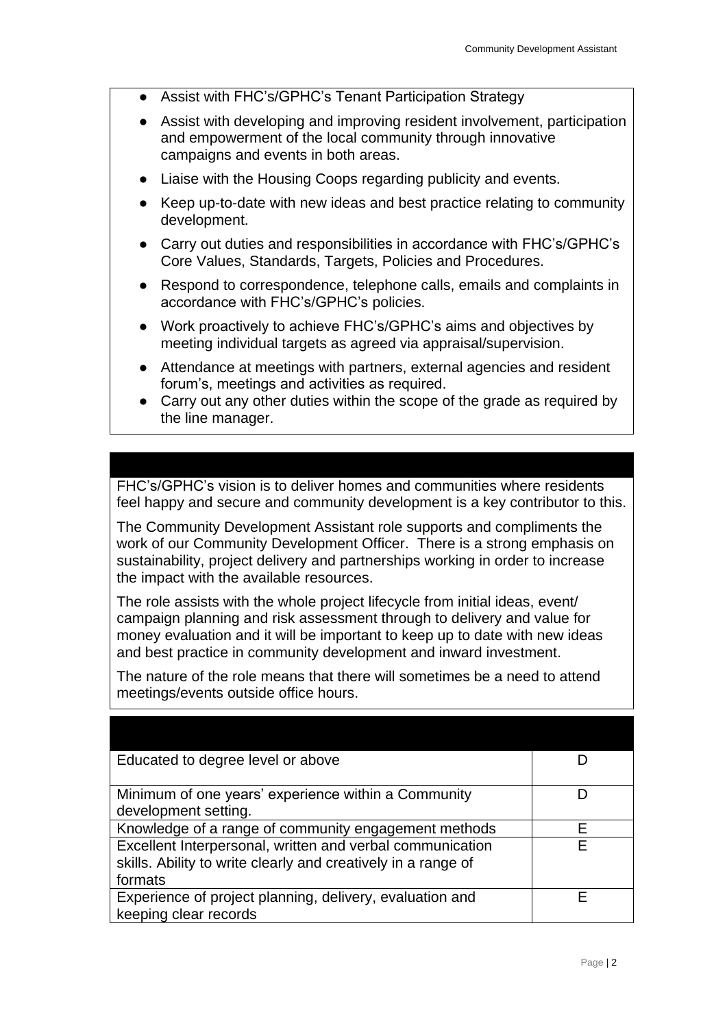- Assist with FHC's/GPHC's Tenant Participation Strategy
- Assist with developing and improving resident involvement, participation and empowerment of the local community through innovative campaigns and events in both areas.
- Liaise with the Housing Coops regarding publicity and events.
- Keep up-to-date with new ideas and best practice relating to community development.
- Carry out duties and responsibilities in accordance with FHC's/GPHC's Core Values, Standards, Targets, Policies and Procedures.
- Respond to correspondence, telephone calls, emails and complaints in accordance with FHC's/GPHC's policies.
- Work proactively to achieve FHC's/GPHC's aims and objectives by meeting individual targets as agreed via appraisal/supervision.
- Attendance at meetings with partners, external agencies and resident forum's, meetings and activities as required.
- Carry out any other duties within the scope of the grade as required by the line manager.

FHC's/GPHC's vision is to deliver homes and communities where residents feel happy and secure and community development is a key contributor to this.

The Community Development Assistant role supports and compliments the work of our Community Development Officer. There is a strong emphasis on sustainability, project delivery and partnerships working in order to increase the impact with the available resources.

The role assists with the whole project lifecycle from initial ideas, event/ campaign planning and risk assessment through to delivery and value for money evaluation and it will be important to keep up to date with new ideas and best practice in community development and inward investment.

The nature of the role means that there will sometimes be a need to attend meetings/events outside office hours.

| | |
|---|---|
| Educated to degree level or above | D |
| Minimum of one years' experience within a Community development setting. | D |
| Knowledge of a range of community engagement methods | E |
| Excellent Interpersonal, written and verbal communication skills. Ability to write clearly and creatively in a range of formats | E |
| Experience of project planning, delivery, evaluation and keeping clear records | E |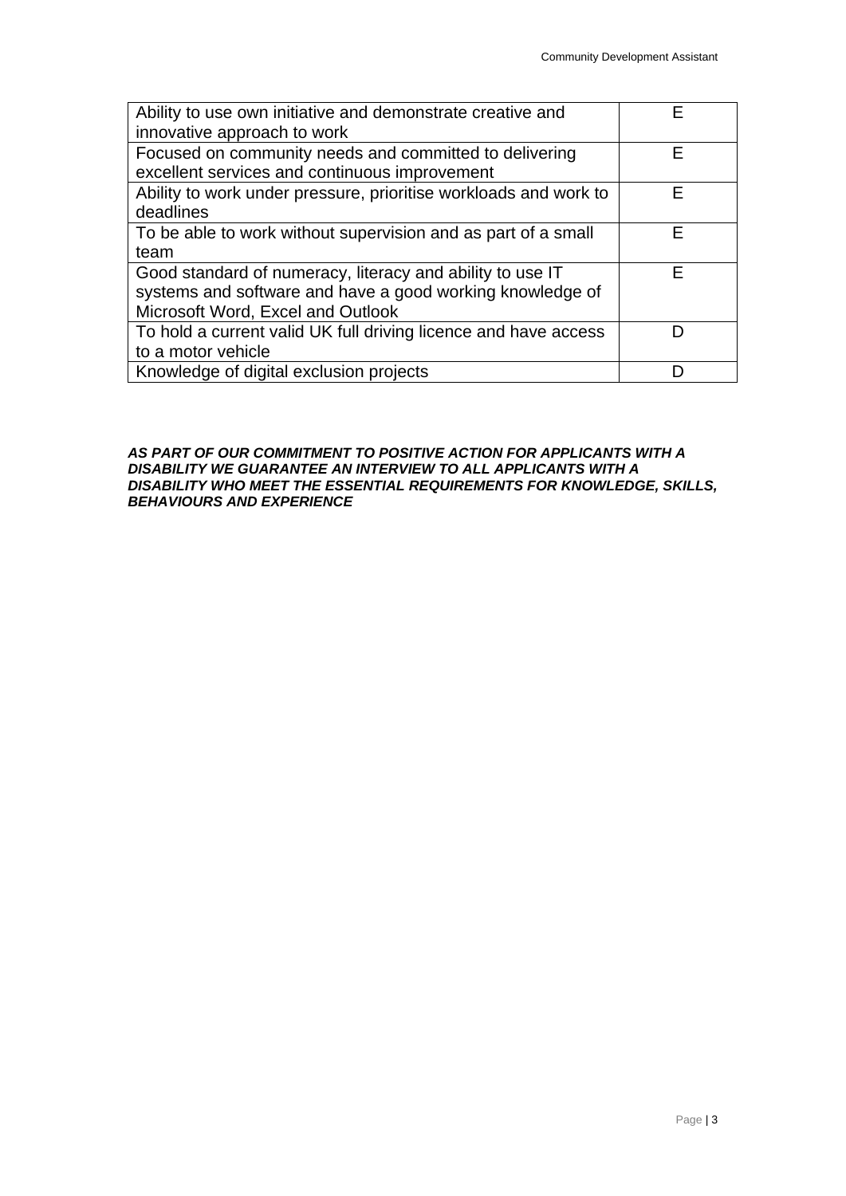| | |
|---|---|
| Ability to use own initiative and demonstrate creative and innovative approach to work | E |
| Focused on community needs and committed to delivering excellent services and continuous improvement | E |
| Ability to work under pressure, prioritise workloads and work to deadlines | E |
| To be able to work without supervision and as part of a small team | E |
| Good standard of numeracy, literacy and ability to use IT systems and software and have a good working knowledge of Microsoft Word, Excel and Outlook | E |
| To hold a current valid UK full driving licence and have access to a motor vehicle | D |
| Knowledge of digital exclusion projects | D |

***AS PART OF OUR COMMITMENT TO POSITIVE ACTION FOR APPLICANTS WITH A DISABILITY WE GUARANTEE AN INTERVIEW TO ALL APPLICANTS WITH A DISABILITY WHO MEET THE ESSENTIAL REQUIREMENTS FOR KNOWLEDGE, SKILLS, BEHAVIOURS AND EXPERIENCE***